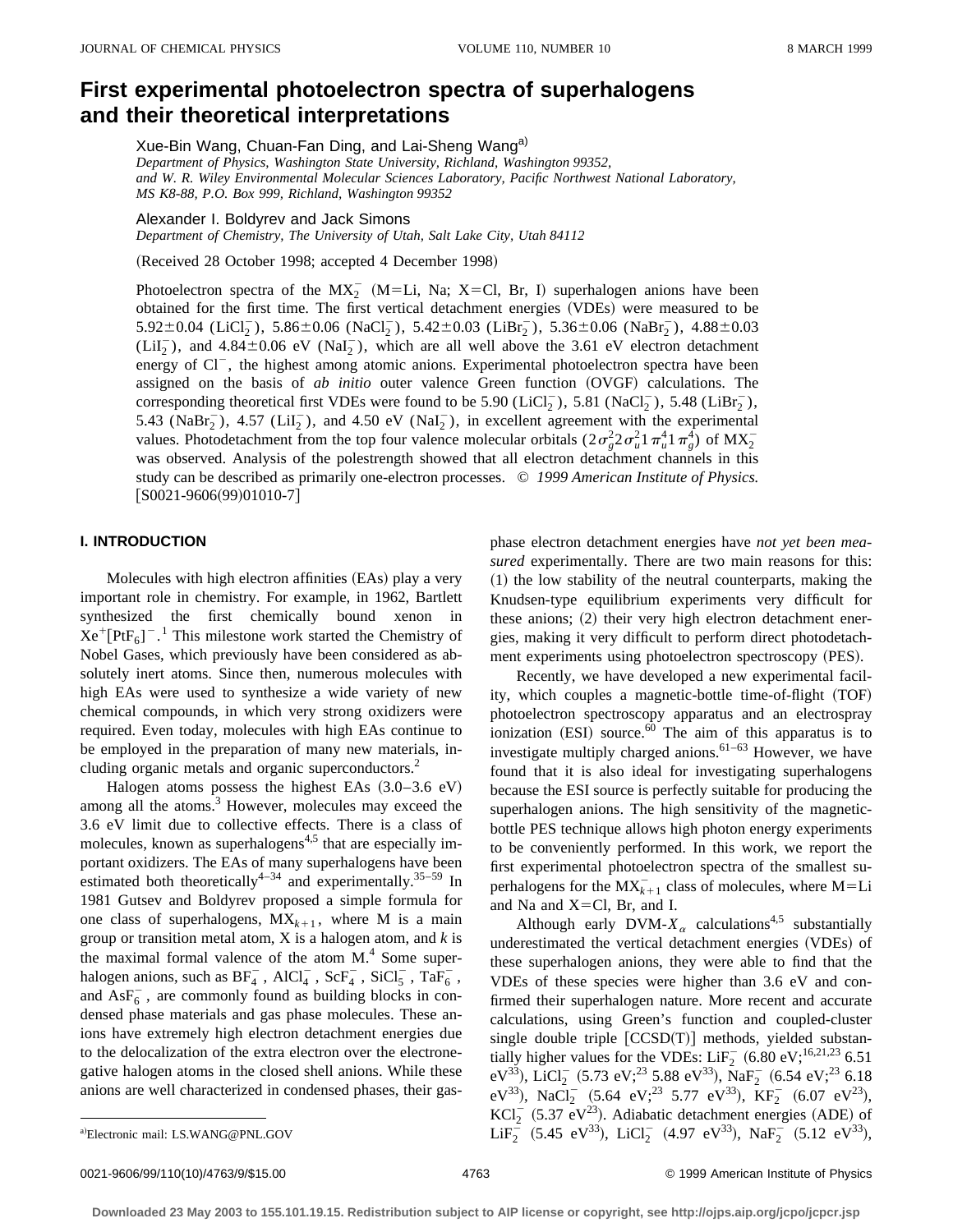# First experimental photoelectron spectra of superhalogens and their theoretical interpretations

Xue-Bin Wang, Chuan-Fan Ding, and Lai-Sheng Wang[a]
*Department of Physics, Washington State University, Richland, Washington 99352, and W. R. Wiley Environmental Molecular Sciences Laboratory, Pacific Northwest National Laboratory, MS K8-88, P.O. Box 999, Richland, Washington 99352*

Alexander I. Boldyrev and Jack Simons
*Department of Chemistry, The University of Utah, Salt Lake City, Utah 84112*

(Received 28 October 1998; accepted 4 December 1998)

Photoelectron spectra of the $MX_2^-$ (M=Li, Na; X=Cl, Br, I) superhalogen anions have been obtained for the first time. The first vertical detachment energies (VDEs) were measured to be 5.92±0.04 ($LiCl_2^-$), 5.86±0.06 ($NaCl_2^-$), 5.42±0.03 ($LiBr_2^-$), 5.36±0.06 ($NaBr_2^-$), 4.88±0.03 ($LiI_2^-$), and 4.84±0.06 eV ($NaI_2^-$), which are all well above the 3.61 eV electron detachment energy of $Cl^-$, the highest among atomic anions. Experimental photoelectron spectra have been assigned on the basis of *ab initio* outer valence Green function (OVGF) calculations. The corresponding theoretical first VDEs were found to be 5.90 ($LiCl_2^-$), 5.81 ($NaCl_2^-$), 5.48 ($LiBr_2^-$), 5.43 ($NaBr_2^-$), 4.57 ($LiI_2^-$), and 4.50 eV ($NaI_2^-$), in excellent agreement with the experimental values. Photodetachment from the top four valence molecular orbitals ($2\sigma_g^2 2\sigma_u^2 1\pi_u^4 1\pi_g^4$) of $MX_2^-$ was observed. Analysis of the polestrength showed that all electron detachment channels in this study can be described as primarily one-electron processes. © *1999 American Institute of Physics.* [S0021-9606(99)01010-7]

## I. INTRODUCTION

Molecules with high electron affinities (EAs) play a very important role in chemistry. For example, in 1962, Bartlett synthesized the first chemically bound xenon in $Xe^+[PtF_6]^-$.[1] This milestone work started the Chemistry of Nobel Gases, which previously have been considered as absolutely inert atoms. Since then, numerous molecules with high EAs were used to synthesize a wide variety of new chemical compounds, in which very strong oxidizers were required. Even today, molecules with high EAs continue to be employed in the preparation of many new materials, including organic metals and organic superconductors.[2]

Halogen atoms possess the highest EAs (3.0–3.6 eV) among all the atoms.[3] However, molecules may exceed the 3.6 eV limit due to collective effects. There is a class of molecules, known as superhalogens[4,5] that are especially important oxidizers. The EAs of many superhalogens have been estimated both theoretically[4–34] and experimentally.[35–59] In 1981 Gutsev and Boldyrev proposed a simple formula for one class of superhalogens, $MX_{k+1}$, where M is a main group or transition metal atom, X is a halogen atom, and $k$ is the maximal formal valence of the atom M.[4] Some superhalogen anions, such as $BF_4^-$, $AlCl_4^-$, $ScF_4^-$, $SiCl_5^-$, $TaF_6^-$, and $AsF_6^-$, are commonly found as building blocks in condensed phase materials and gas phase molecules. These anions have extremely high electron detachment energies due to the delocalization of the extra electron over the electronegative halogen atoms in the closed shell anions. While these anions are well characterized in condensed phases, their gas-phase electron detachment energies have *not yet been measured* experimentally. There are two main reasons for this: (1) the low stability of the neutral counterparts, making the Knudsen-type equilibrium experiments very difficult for these anions; (2) their very high electron detachment energies, making it very difficult to perform direct photodetachment experiments using photoelectron spectroscopy (PES).

Recently, we have developed a new experimental facility, which couples a magnetic-bottle time-of-flight (TOF) photoelectron spectroscopy apparatus and an electrospray ionization (ESI) source.[60] The aim of this apparatus is to investigate multiply charged anions.[61–63] However, we have found that it is also ideal for investigating superhalogens because the ESI source is perfectly suitable for producing the superhalogen anions. The high sensitivity of the magnetic-bottle PES technique allows high photon energy experiments to be conveniently performed. In this work, we report the first experimental photoelectron spectra of the smallest superhalogens for the $MX_{k+1}^-$ class of molecules, where M=Li and Na and X=Cl, Br, and I.

Although early DVM-$X_\alpha$ calculations[4,5] substantially underestimated the vertical detachment energies (VDEs) of these superhalogen anions, they were able to find that the VDEs of these species were higher than 3.6 eV and confirmed their superhalogen nature. More recent and accurate calculations, using Green's function and coupled-cluster single double triple [CCSD(T)] methods, yielded substantially higher values for the VDEs: $LiF_2^-$ (6.80 eV;[16,21,23] 6.51 eV[33]), $LiCl_2^-$ (5.73 eV;[23] 5.88 eV[33]), $NaF_2^-$ (6.54 eV;[23] 6.18 eV[33]), $NaCl_2^-$ (5.64 eV;[23] 5.77 eV[33]), $KF_2^-$ (6.07 eV[23]), $KCl_2^-$ (5.37 eV[23]). Adiabatic detachment energies (ADE) of $LiF_2^-$ (5.45 eV[33]), $LiCl_2^-$ (4.97 eV[33]), $NaF_2^-$ (5.12 eV[33]),

---

[a] Electronic mail: LS.WANG@PNL.GOV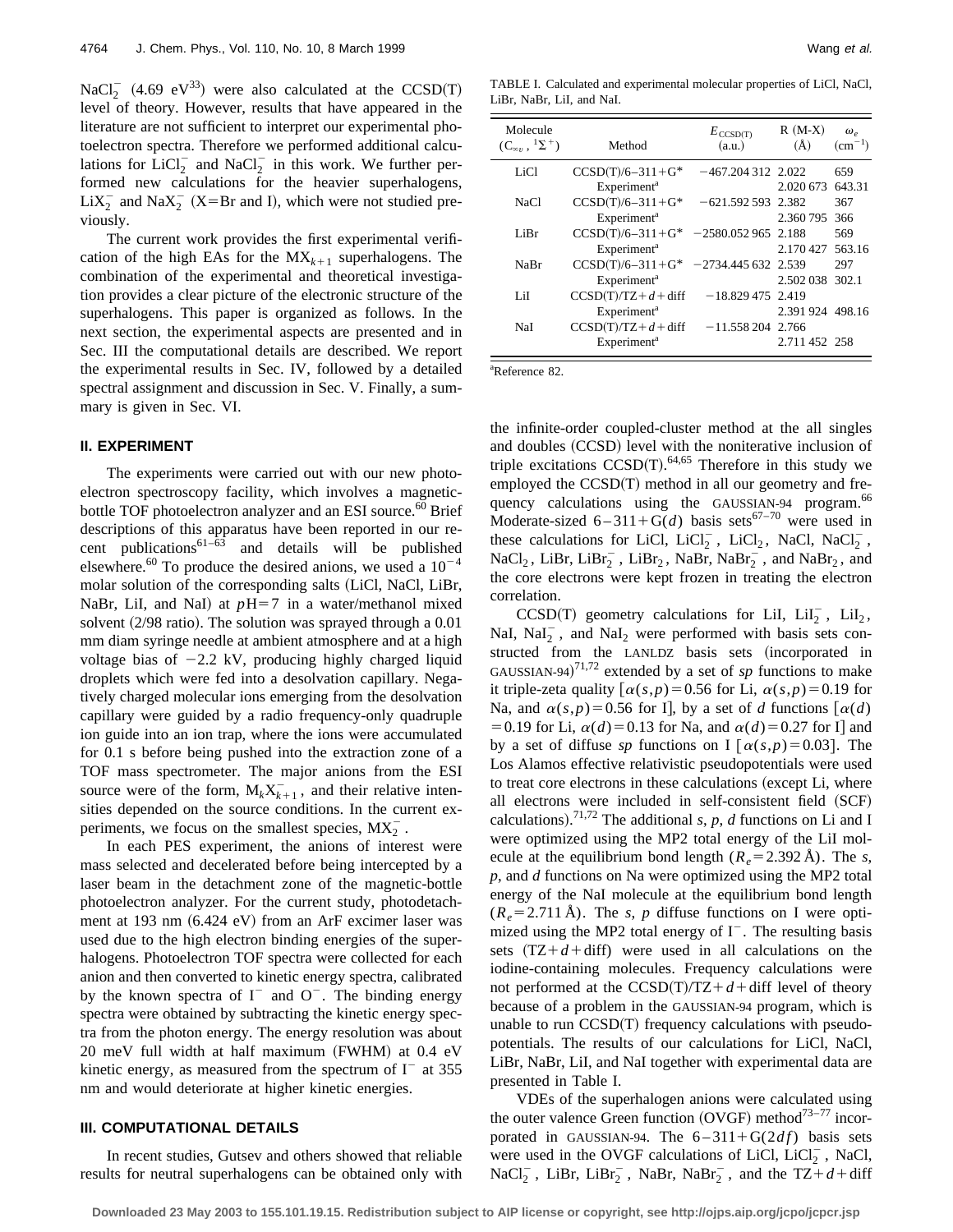$NaCl_2^-$ (4.69 eV[33]) were also calculated at the CCSD(T) level of theory. However, results that have appeared in the literature are not sufficient to interpret our experimental photoelectron spectra. Therefore we performed additional calculations for $LiCl_2^-$ and $NaCl_2^-$ in this work. We further performed new calculations for the heavier superhalogens, $LiX_2^-$ and $NaX_2^-$ (X=Br and I), which were not studied previously.

The current work provides the first experimental verification of the high EAs for the $MX_{k+1}$ superhalogens. The combination of the experimental and theoretical investigation provides a clear picture of the electronic structure of the superhalogens. This paper is organized as follows. In the next section, the experimental aspects are presented and in Sec. III the computational details are described. We report the experimental results in Sec. IV, followed by a detailed spectral assignment and discussion in Sec. V. Finally, a summary is given in Sec. VI.

## II. EXPERIMENT

The experiments were carried out with our new photoelectron spectroscopy facility, which involves a magnetic-bottle TOF photoelectron analyzer and an ESI source.[60] Brief descriptions of this apparatus have been reported in our recent publications[61–63] and details will be published elsewhere.[60] To produce the desired anions, we used a $10^{-4}$ molar solution of the corresponding salts (LiCl, NaCl, LiBr, NaBr, LiI, and NaI) at $p$H=7 in a water/methanol mixed solvent (2/98 ratio). The solution was sprayed through a 0.01 mm diam syringe needle at ambient atmosphere and at a high voltage bias of −2.2 kV, producing highly charged liquid droplets which were fed into a desolvation capillary. Negatively charged molecular ions emerging from the desolvation capillary were guided by a radio frequency-only quadruple ion guide into an ion trap, where the ions were accumulated for 0.1 s before being pushed into the extraction zone of a TOF mass spectrometer. The major anions from the ESI source were of the form, $M_kX_{k+1}^-$, and their relative intensities depended on the source conditions. In the current experiments, we focus on the smallest species, $MX_2^-$.

In each PES experiment, the anions of interest were mass selected and decelerated before being intercepted by a laser beam in the detachment zone of the magnetic-bottle photoelectron analyzer. For the current study, photodetachment at 193 nm (6.424 eV) from an ArF excimer laser was used due to the high electron binding energies of the superhalogens. Photoelectron TOF spectra were collected for each anion and then converted to kinetic energy spectra, calibrated by the known spectra of $I^-$ and $O^-$. The binding energy spectra were obtained by subtracting the kinetic energy spectra from the photon energy. The energy resolution was about 20 meV full width at half maximum (FWHM) at 0.4 eV kinetic energy, as measured from the spectrum of $I^-$ at 355 nm and would deteriorate at higher kinetic energies.

## III. COMPUTATIONAL DETAILS

In recent studies, Gutsev and others showed that reliable results for neutral superhalogens can be obtained only with

TABLE I. Calculated and experimental molecular properties of LiCl, NaCl, LiBr, NaBr, LiI, and NaI.

| Molecule ($C_{\infty v}$, $^1\Sigma^+$) | Method | $E_{CCSD(T)}$ (a.u.) | R (M-X) (Å) | $\omega_e$ ($cm^{-1}$) |
|---|---|---|---|---|
| LiCl | CCSD(T)/6–311+G* | −467.204 312 | 2.022 | 659 |
| | Experiment[a] | | 2.020 673 | 643.31 |
| NaCl | CCSD(T)/6–311+G* | −621.592 593 | 2.382 | 367 |
| | Experiment[a] | | 2.360 795 | 366 |
| LiBr | CCSD(T)/6–311+G* | −2580.052 965 | 2.188 | 569 |
| | Experiment[a] | | 2.170 427 | 563.16 |
| NaBr | CCSD(T)/6–311+G* | −2734.445 632 | 2.539 | 297 |
| | Experiment[a] | | 2.502 038 | 302.1 |
| LiI | CCSD(T)/TZ+$d$+diff | −18.829 475 | 2.419 | |
| | Experiment[a] | | 2.391 924 | 498.16 |
| NaI | CCSD(T)/TZ+$d$+diff | −11.558 204 | 2.766 | |
| | Experiment[a] | | 2.711 452 | 258 |

[a]Reference 82.

the infinite-order coupled-cluster method at the all singles and doubles (CCSD) level with the noniterative inclusion of triple excitations CCSD(T).[64,65] Therefore in this study we employed the CCSD(T) method in all our geometry and frequency calculations using the GAUSSIAN-94 program.[66] Moderate-sized 6–311+G($d$) basis sets[67–70] were used in these calculations for LiCl, $LiCl_2^-$, $LiCl_2$, NaCl, $NaCl_2^-$, $NaCl_2$, LiBr, $LiBr_2^-$, $LiBr_2$, NaBr, $NaBr_2^-$, and $NaBr_2$, and the core electrons were kept frozen in treating the electron correlation.

CCSD(T) geometry calculations for LiI, $LiI_2^-$, $LiI_2$, NaI, $NaI_2^-$, and $NaI_2$ were performed with basis sets constructed from the LANLDZ basis sets (incorporated in GAUSSIAN-94)[71,72] extended by a set of $sp$ functions to make it triple-zeta quality [$\alpha(s,p)=0.56$ for Li, $\alpha(s,p)=0.19$ for Na, and $\alpha(s,p)=0.56$ for I], by a set of $d$ functions [$\alpha(d)=0.19$ for Li, $\alpha(d)=0.13$ for Na, and $\alpha(d)=0.27$ for I] and by a set of diffuse $sp$ functions on I [$\alpha(s,p)=0.03$]. The Los Alamos effective relativistic pseudopotentials were used to treat core electrons in these calculations (except Li, where all electrons were included in self-consistent field (SCF) calculations).[71,72] The additional $s$, $p$, $d$ functions on Li and I were optimized using the MP2 total energy of the LiI molecule at the equilibrium bond length ($R_e=2.392$ Å). The $s$, $p$, and $d$ functions on Na were optimized using the MP2 total energy of the NaI molecule at the equilibrium bond length ($R_e=2.711$ Å). The $s$, $p$ diffuse functions on I were optimized using the MP2 total energy of $I^-$. The resulting basis sets (TZ+$d$+diff) were used in all calculations on the iodine-containing molecules. Frequency calculations were not performed at the CCSD(T)/TZ+$d$+diff level of theory because of a problem in the GAUSSIAN-94 program, which is unable to run CCSD(T) frequency calculations with pseudopotentials. The results of our calculations for LiCl, NaCl, LiBr, NaBr, LiI, and NaI together with experimental data are presented in Table I.

VDEs of the superhalogen anions were calculated using the outer valence Green function (OVGF) method[73–77] incorporated in GAUSSIAN-94. The 6–311+G(2$df$) basis sets were used in the OVGF calculations of LiCl, $LiCl_2^-$, NaCl, $NaCl_2^-$, LiBr, $LiBr_2^-$, NaBr, $NaBr_2^-$, and the TZ+$d$+diff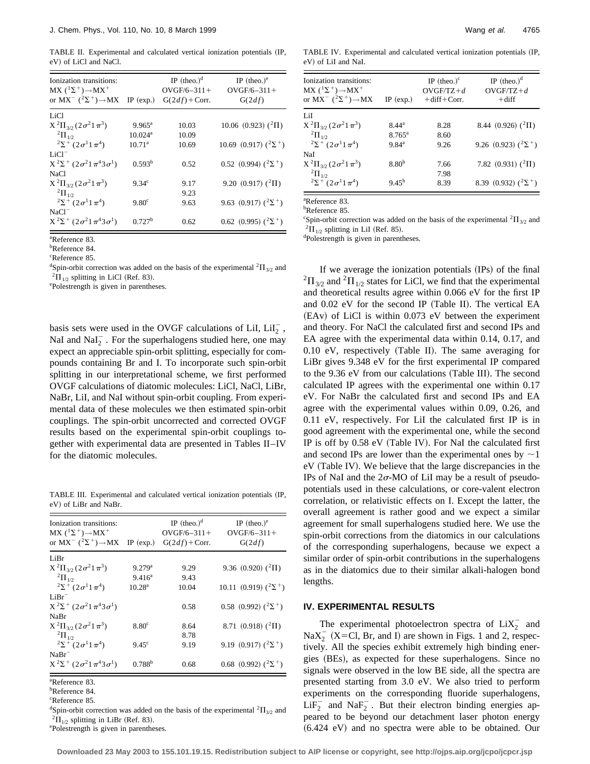TABLE II. Experimental and calculated vertical ionization potentials (IP, eV) of LiCl and NaCl.

| Ionization transitions: $MX\ (^1\Sigma^+) \rightarrow MX^+$ or $MX^-\ (^2\Sigma^+) \rightarrow MX$ | IP (exp.) | IP (theo.)[d] OVGF/6–311+ G(2df)+Corr. | IP (theo.)[e] OVGF/6–311+ G(2df) |
|---|---|---|---|
| LiCl | | | |
| $X\,^2\Pi_{3/2}\,(2\sigma^2 1\pi^3)$ | 9.965[a] | 10.03 | 10.06 (0.923) ($^2\Pi$) |
| $^2\Pi_{1/2}$ | 10.024[a] | 10.09 | |
| $^2\Sigma^+\,(2\sigma^1 1\pi^4)$ | 10.71[a] | 10.69 | 10.69 (0.917) ($^2\Sigma^+$) |
| $LiCl^-$ | | | |
| $X\,^2\Sigma^+\,(2\sigma^2 1\pi^4 3\sigma^1)$ | 0.593[b] | 0.52 | 0.52 (0.994) ($^2\Sigma^+$) |
| NaCl | | | |
| $X\,^2\Pi_{3/2}\,(2\sigma^2 1\pi^3)$ | 9.34[c] | 9.17 | 9.20 (0.917) ($^2\Pi$) |
| $^2\Pi_{1/2}$ | | 9.23 | |
| $^2\Sigma^+\,(2\sigma^1 1\pi^4)$ | 9.80[c] | 9.63 | 9.63 (0.917) ($^2\Sigma^+$) |
| $NaCl^-$ | | | |
| $X\,^2\Sigma^+\,(2\sigma^2 1\pi^4 3\sigma^1)$ | 0.727[b] | 0.62 | 0.62 (0.995) ($^2\Sigma^+$) |

[a]Reference 83.
[b]Reference 84.
[c]Reference 85.
[d]Spin-orbit correction was added on the basis of the experimental $^2\Pi_{3/2}$ and $^2\Pi_{1/2}$ splitting in LiCl (Ref. 83).
[e]Polestrength is given in parentheses.

basis sets were used in the OVGF calculations of LiI, $LiI_2^-$, NaI and $NaI_2^-$. For the superhalogens studied here, one may expect an appreciable spin-orbit splitting, especially for compounds containing Br and I. To incorporate such spin-orbit splitting in our interpretational scheme, we first performed OVGF calculations of diatomic molecules: LiCl, NaCl, LiBr, NaBr, LiI, and NaI without spin-orbit coupling. From experimental data of these molecules we then estimated spin-orbit couplings. The spin-orbit uncorrected and corrected OVGF results based on the experimental spin-orbit couplings together with experimental data are presented in Tables II–IV for the diatomic molecules.

TABLE III. Experimental and calculated vertical ionization potentials (IP, eV) of LiBr and NaBr.

| Ionization transitions: $MX\ (^1\Sigma^+) \rightarrow MX^+$ or $MX^-\ (^2\Sigma^+) \rightarrow MX$ | IP (exp.) | IP (theo.)[d] OVGF/6–311+ G(2df)+Corr. | IP (theo.)[e] OVGF/6–311+ G(2df) |
|---|---|---|---|
| LiBr | | | |
| $X\,^2\Pi_{3/2}\,(2\sigma^2 1\pi^3)$ | 9.279[a] | 9.29 | 9.36 (0.920) ($^2\Pi$) |
| $^2\Pi_{1/2}$ | 9.416[a] | 9.43 | |
| $^2\Sigma^+\,(2\sigma^1 1\pi^4)$ | 10.28[a] | 10.04 | 10.11 (0.919) ($^2\Sigma^+$) |
| $LiBr^-$ | | | |
| $X\,^2\Sigma^+\,(2\sigma^2 1\pi^4 3\sigma^1)$ | | 0.58 | 0.58 (0.992) ($^2\Sigma^+$) |
| NaBr | | | |
| $X\,^2\Pi_{3/2}\,(2\sigma^2 1\pi^3)$ | 8.80[c] | 8.64 | 8.71 (0.918) ($^2\Pi$) |
| $^2\Pi_{1/2}$ | | 8.78 | |
| $^2\Sigma^+\,(2\sigma^1 1\pi^4)$ | 9.45[c] | 9.19 | 9.19 (0.917) ($^2\Sigma^+$) |
| $NaBr^-$ | | | |
| $X\,^2\Sigma^+\,(2\sigma^2 1\pi^4 3\sigma^1)$ | 0.788[b] | 0.68 | 0.68 (0.992) ($^2\Sigma^+$) |

[a]Reference 83.
[b]Reference 84.
[c]Reference 85.
[d]Spin-orbit correction was added on the basis of the experimental $^2\Pi_{3/2}$ and $^2\Pi_{1/2}$ splitting in LiBr (Ref. 83).
[e]Polestrength is given in parentheses.

TABLE IV. Experimental and calculated vertical ionization potentials (IP, eV) of LiI and NaI.

| Ionization transitions: $MX\ (^1\Sigma^+) \rightarrow MX^+$ or $MX^-\ (^2\Sigma^+) \rightarrow MX$ | IP (exp.) | IP (theo.)[c] OVGF/TZ+d +diff+Corr. | IP (theo.)[d] OVGF/TZ+d +diff |
|---|---|---|---|
| LiI | | | |
| $X\,^2\Pi_{3/2}\,(2\sigma^2 1\pi^3)$ | 8.44[a] | 8.28 | 8.44 (0.926) ($^2\Pi$) |
| $^2\Pi_{1/2}$ | 8.765[a] | 8.60 | |
| $^2\Sigma^+\,(2\sigma^1 1\pi^4)$ | 9.84[a] | 9.26 | 9.26 (0.923) ($^2\Sigma^+$) |
| NaI | | | |
| $X\,^2\Pi_{3/2}\,(2\sigma^2 1\pi^3)$ | 8.80[b] | 7.66 | 7.82 (0.931) ($^2\Pi$) |
| $^2\Pi_{1/2}$ | | 7.98 | |
| $^2\Sigma^+\,(2\sigma^1 1\pi^4)$ | 9.45[b] | 8.39 | 8.39 (0.932) ($^2\Sigma^+$) |

[a]Reference 83.
[b]Reference 85.
[c]Spin-orbit correction was added on the basis of the experimental $^2\Pi_{3/2}$ and $^2\Pi_{1/2}$ splitting in LiI (Ref. 85).
[d]Polestrength is given in parentheses.

If we average the ionization potentials (IPs) of the final $^2\Pi_{3/2}$ and $^2\Pi_{1/2}$ states for LiCl, we find that the experimental and theoretical results agree within 0.066 eV for the first IP and 0.02 eV for the second IP (Table II). The vertical EA (EAv) of LiCl is within 0.073 eV between the experiment and theory. For NaCl the calculated first and second IPs and EA agree with the experimental data within 0.14, 0.17, and 0.10 eV, respectively (Table II). The same averaging for LiBr gives 9.348 eV for the first experimental IP compared to the 9.36 eV from our calculations (Table III). The second calculated IP agrees with the experimental one within 0.17 eV. For NaBr the calculated first and second IPs and EA agree with the experimental values within 0.09, 0.26, and 0.11 eV, respectively. For LiI the calculated first IP is in good agreement with the experimental one, while the second IP is off by 0.58 eV (Table IV). For NaI the calculated first and second IPs are lower than the experimental ones by ~1 eV (Table IV). We believe that the large discrepancies in the IPs of NaI and the 2σ-MO of LiI may be a result of pseudopotentials used in these calculations, or core-valent electron correlation, or relativistic effects on I. Except the latter, the overall agreement is rather good and we expect a similar agreement for small superhalogens studied here. We use the spin-orbit corrections from the diatomics in our calculations of the corresponding superhalogens, because we expect a similar order of spin-orbit contributions in the superhalogens as in the diatomics due to their similar alkali-halogen bond lengths.

## IV. EXPERIMENTAL RESULTS

The experimental photoelectron spectra of $LiX_2^-$ and $NaX_2^-$ (X=Cl, Br, and I) are shown in Figs. 1 and 2, respectively. All the species exhibit extremely high binding energies (BEs), as expected for these superhalogens. Since no signals were observed in the low BE side, all the spectra are presented starting from 3.0 eV. We also tried to perform experiments on the corresponding fluoride superhalogens, $LiF_2^-$ and $NaF_2^-$. But their electron binding energies appeared to be beyond our detachment laser photon energy (6.424 eV) and no spectra were able to be obtained. Our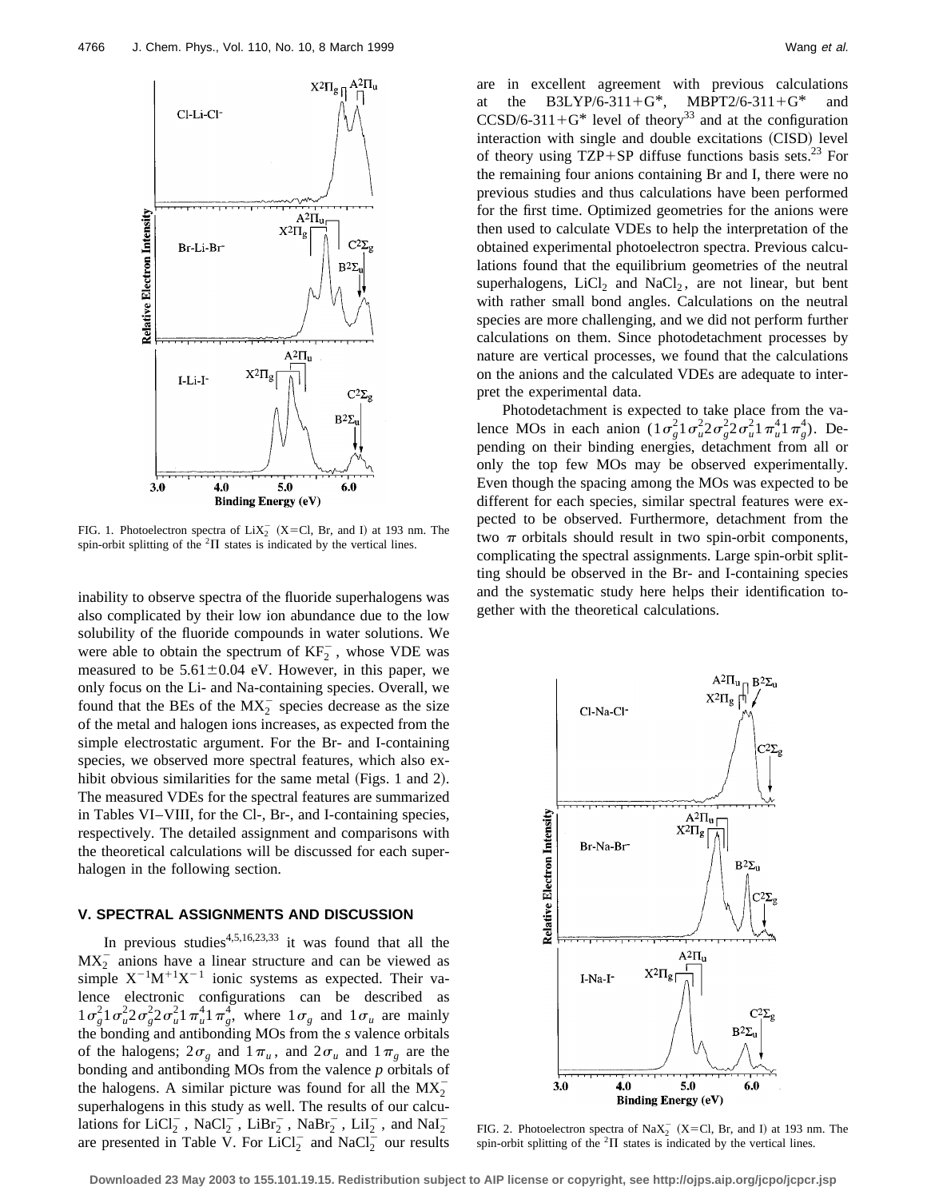X$^2\Pi_g$ A$^2\Pi_u$

Cl-Li-Cl$^-$

A$^2\Pi_u$

X$^2\Pi_g$

C$^2\Sigma_g$

Br-Li-Br$^-$

B$^2\Sigma_u$

A$^2\Pi_u$

X$^2\Pi_g$

I-Li-I$^-$

C$^2\Sigma_g$

B$^2\Sigma_u$

Relative Electron Intensity

3.0 4.0 5.0 6.0

Binding Energy (eV)

FIG. 1. Photoelectron spectra of $LiX_2^-$ (X=Cl, Br, and I) at 193 nm. The spin-orbit splitting of the $^2\Pi$ states is indicated by the vertical lines.

inability to observe spectra of the fluoride superhalogens was also complicated by their low ion abundance due to the low solubility of the fluoride compounds in water solutions. We were able to obtain the spectrum of $KF_2^-$, whose VDE was measured to be 5.61±0.04 eV. However, in this paper, we only focus on the Li- and Na-containing species. Overall, we found that the BEs of the $MX_2^-$ species decrease as the size of the metal and halogen ions increases, as expected from the simple electrostatic argument. For the Br- and I-containing species, we observed more spectral features, which also exhibit obvious similarities for the same metal (Figs. 1 and 2). The measured VDEs for the spectral features are summarized in Tables VI–VIII, for the Cl-, Br-, and I-containing species, respectively. The detailed assignment and comparisons with the theoretical calculations will be discussed for each superhalogen in the following section.

## V. SPECTRAL ASSIGNMENTS AND DISCUSSION

In previous studies[4,5,16,23,33] it was found that all the $MX_2^-$ anions have a linear structure and can be viewed as simple $X^{-1}M^{+1}X^{-1}$ ionic systems as expected. Their valence electronic configurations can be described as $1\sigma_g^2 1\sigma_u^2 2\sigma_g^2 2\sigma_u^2 1\pi_u^4 1\pi_g^4$, where $1\sigma_g$ and $1\sigma_u$ are mainly the bonding and antibonding MOs from the *s* valence orbitals of the halogens; $2\sigma_g$ and $1\pi_u$, and $2\sigma_u$ and $1\pi_g$ are the bonding and antibonding MOs from the valence *p* orbitals of the halogens. A similar picture was found for all the $MX_2^-$ superhalogens in this study as well. The results of our calculations for $LiCl_2^-$, $NaCl_2^-$, $LiBr_2^-$, $NaBr_2^-$, $LiI_2^-$, and $NaI_2^-$ are presented in Table V. For $LiCl_2^-$ and $NaCl_2^-$ our results are in excellent agreement with previous calculations at the B3LYP/6-311+G*, MBPT2/6-311+G* and CCSD/6-311+G* level of theory[33] and at the configuration interaction with single and double excitations (CISD) level of theory using TZP+SP diffuse functions basis sets.[23] For the remaining four anions containing Br and I, there were no previous studies and thus calculations have been performed for the first time. Optimized geometries for the anions were then used to calculate VDEs to help the interpretation of the obtained experimental photoelectron spectra. Previous calculations found that the equilibrium geometries of the neutral superhalogens, $LiCl_2$ and $NaCl_2$, are not linear, but bent with rather small bond angles. Calculations on the neutral species are more challenging, and we did not perform further calculations on them. Since photodetachment processes by nature are vertical processes, we found that the calculations on the anions and the calculated VDEs are adequate to interpret the experimental data.

Photodetachment is expected to take place from the valence MOs in each anion $(1\sigma_g^2 1\sigma_u^2 2\sigma_g^2 2\sigma_u^2 1\pi_u^4 1\pi_g^4)$. Depending on their binding energies, detachment from all or only the top few MOs may be observed experimentally. Even though the spacing among the MOs was expected to be different for each species, similar spectral features were expected to be observed. Furthermore, detachment from the two $\pi$ orbitals should result in two spin-orbit components, complicating the spectral assignments. Large spin-orbit splitting should be observed in the Br- and I-containing species and the systematic study here helps their identification together with the theoretical calculations.

A$^2\Pi_u$ B$^2\Sigma_u$

X$^2\Pi_g$

Cl-Na-Cl$^-$

C$^2\Sigma_g$

A$^2\Pi_u$

X$^2\Pi_g$

Br-Na-Br$^-$

B$^2\Sigma_u$

C$^2\Sigma_g$

A$^2\Pi_u$

X$^2\Pi_g$

I-Na-I$^-$

C$^2\Sigma_g$

B$^2\Sigma_u$

Relative Electron Intensity

3.0 4.0 5.0 6.0

Binding Energy (eV)

FIG. 2. Photoelectron spectra of $NaX_2^-$ (X=Cl, Br, and I) at 193 nm. The spin-orbit splitting of the $^2\Pi$ states is indicated by the vertical lines.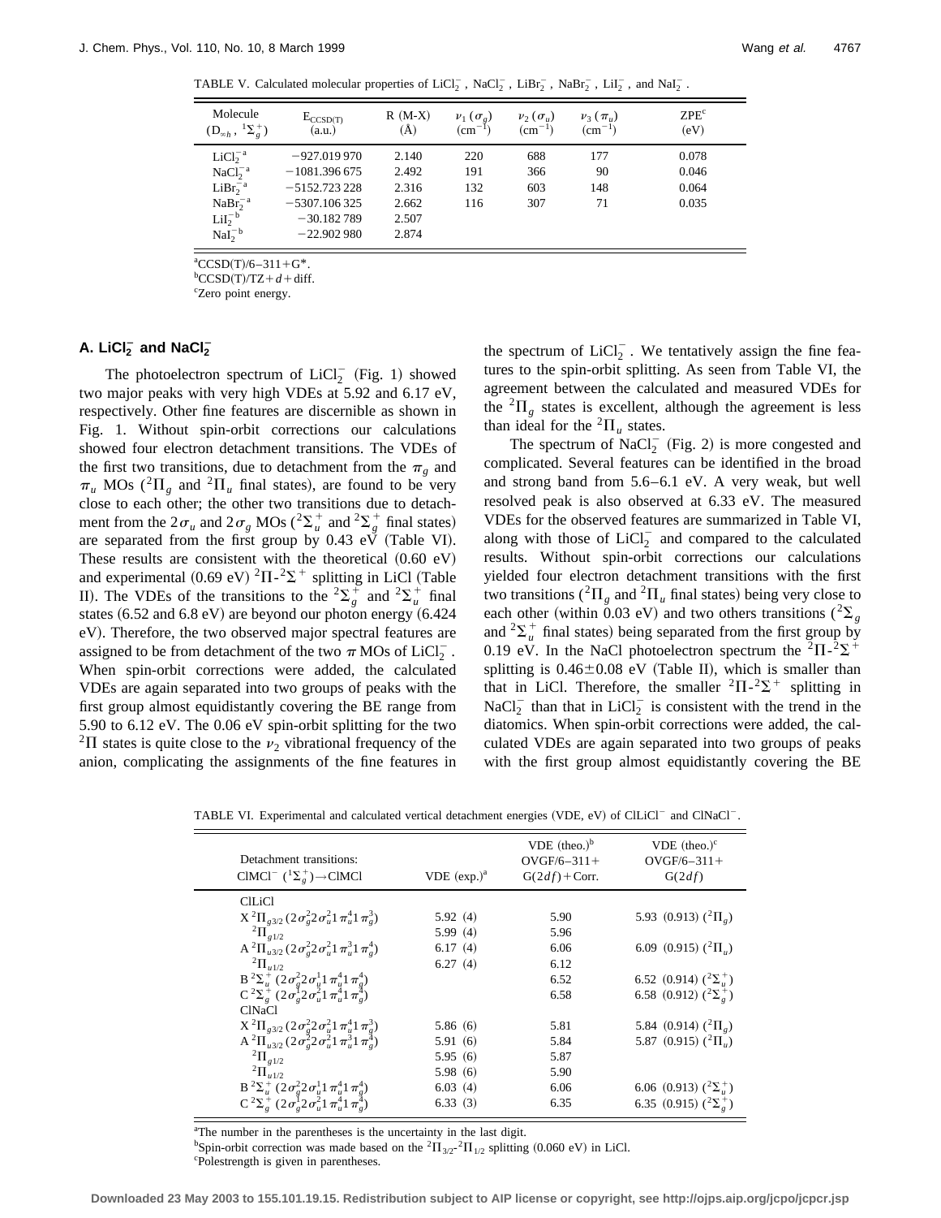TABLE V. Calculated molecular properties of $LiCl_2^-$, $NaCl_2^-$, $LiBr_2^-$, $NaBr_2^-$, $LiI_2^-$, and $NaI_2^-$.

| Molecule ($D_{\infty h}$, ${}^1\Sigma_g^+$) | $E_{CCSD(T)}$ (a.u.) | R (M-X) (Å) | $\nu_1$ ($\sigma_g$) ($cm^{-1}$) | $\nu_2$ ($\sigma_u$) ($cm^{-1}$) | $\nu_3$ ($\pi_u$) ($cm^{-1}$) | ZPE[c] (eV) |
|---|---|---|---|---|---|---|
| $LiCl_2^-$ [a] | −927.019 970 | 2.140 | 220 | 688 | 177 | 0.078 |
| $NaCl_2^-$ [a] | −1081.396 675 | 2.492 | 191 | 366 | 90 | 0.046 |
| $LiBr_2^-$ [a] | −5152.723 228 | 2.316 | 132 | 603 | 148 | 0.064 |
| $NaBr_2^-$ [a] | −5307.106 325 | 2.662 | 116 | 307 | 71 | 0.035 |
| $LiI_2^-$ [b] | −30.182 789 | 2.507 | | | | |
| $NaI_2^-$ [b] | −22.902 980 | 2.874 | | | | |

[a]CCSD(T)/6–311+G*.
[b]CCSD(T)/TZ+$d$+diff.
[c]Zero point energy.

### A. $LiCl_2^-$ and $NaCl_2^-$

The photoelectron spectrum of $LiCl_2^-$ (Fig. 1) showed two major peaks with very high VDEs at 5.92 and 6.17 eV, respectively. Other fine features are discernible as shown in Fig. 1. Without spin-orbit corrections our calculations showed four electron detachment transitions. The VDEs of the first two transitions, due to detachment from the $\pi_g$ and $\pi_u$ MOs (${}^2\Pi_g$ and ${}^2\Pi_u$ final states), are found to be very close to each other; the other two transitions due to detachment from the $2\sigma_u$ and $2\sigma_g$ MOs (${}^2\Sigma_u^+$ and ${}^2\Sigma_g^+$ final states) are separated from the first group by 0.43 eV (Table VI). These results are consistent with the theoretical (0.60 eV) and experimental (0.69 eV) ${}^2\Pi$-${}^2\Sigma^+$ splitting in LiCl (Table II). The VDEs of the transitions to the ${}^2\Sigma_g^+$ and ${}^2\Sigma_u^+$ final states (6.52 and 6.8 eV) are beyond our photon energy (6.424 eV). Therefore, the two observed major spectral features are assigned to be from detachment of the two $\pi$ MOs of $LiCl_2^-$. When spin-orbit corrections were added, the calculated VDEs are again separated into two groups of peaks with the first group almost equidistantly covering the BE range from 5.90 to 6.12 eV. The 0.06 eV spin-orbit splitting for the two ${}^2\Pi$ states is quite close to the $\nu_2$ vibrational frequency of the anion, complicating the assignments of the fine features in the spectrum of $LiCl_2^-$. We tentatively assign the fine features to the spin-orbit splitting. As seen from Table VI, the agreement between the calculated and measured VDEs for the ${}^2\Pi_g$ states is excellent, although the agreement is less than ideal for the ${}^2\Pi_u$ states.

The spectrum of $NaCl_2^-$ (Fig. 2) is more congested and complicated. Several features can be identified in the broad and strong band from 5.6–6.1 eV. A very weak, but well resolved peak is also observed at 6.33 eV. The measured VDEs for the observed features are summarized in Table VI, along with those of $LiCl_2^-$ and compared to the calculated results. Without spin-orbit corrections our calculations yielded four electron detachment transitions with the first two transitions (${}^2\Pi_g$ and ${}^2\Pi_u$ final states) being very close to each other (within 0.03 eV) and two others transitions (${}^2\Sigma_g$ and ${}^2\Sigma_u^+$ final states) being separated from the first group by 0.19 eV. In the NaCl photoelectron spectrum the ${}^2\Pi$-${}^2\Sigma^+$ splitting is 0.46±0.08 eV (Table II), which is smaller than that in LiCl. Therefore, the smaller ${}^2\Pi$-${}^2\Sigma^+$ splitting in $NaCl_2^-$ than that in $LiCl_2^-$ is consistent with the trend in the diatomics. When spin-orbit corrections were added, the calculated VDEs are again separated into two groups of peaks with the first group almost equidistantly covering the BE

TABLE VI. Experimental and calculated vertical detachment energies (VDE, eV) of $ClLiCl^-$ and $ClNaCl^-$.

| Detachment transitions: $ClMCl^-$ (${}^1\Sigma_g^+$)→ClMCl | VDE (exp.)[a] | VDE (theo.)[b] OVGF/6–311+G(2$df$)+Corr. | VDE (theo.)[c] OVGF/6–311+G(2$df$) |
|---|---|---|---|
| ClLiCl | | | |
| X ${}^2\Pi_{g3/2}$ ($2\sigma_g^2 2\sigma_u^2 1\pi_u^4 1\pi_g^3$) | 5.92 (4) | 5.90 | 5.93 (0.913) (${}^2\Pi_g$) |
| ${}^2\Pi_{g1/2}$ | 5.99 (4) | 5.96 | |
| A ${}^2\Pi_{u3/2}$ ($2\sigma_g^2 2\sigma_u^2 1\pi_u^3 1\pi_g^4$) | 6.17 (4) | 6.06 | 6.09 (0.915) (${}^2\Pi_u$) |
| ${}^2\Pi_{u1/2}$ | 6.27 (4) | 6.12 | |
| B ${}^2\Sigma_u^+$ ($2\sigma_g^2 2\sigma_u^1 1\pi_u^4 1\pi_g^4$) | | 6.52 | 6.52 (0.914) (${}^2\Sigma_u^+$) |
| C ${}^2\Sigma_g^+$ ($2\sigma_g^1 2\sigma_u^2 1\pi_u^4 1\pi_g^4$) | | 6.58 | 6.58 (0.912) (${}^2\Sigma_g^+$) |
| ClNaCl | | | |
| X ${}^2\Pi_{g3/2}$ ($2\sigma_g^2 2\sigma_u^2 1\pi_u^4 1\pi_g^3$) | 5.86 (6) | 5.81 | 5.84 (0.914) (${}^2\Pi_g$) |
| A ${}^2\Pi_{u3/2}$ ($2\sigma_g^2 2\sigma_u^2 1\pi_u^3 1\pi_g^4$) | 5.91 (6) | 5.84 | 5.87 (0.915) (${}^2\Pi_u$) |
| ${}^2\Pi_{g1/2}$ | 5.95 (6) | 5.87 | |
| ${}^2\Pi_{u1/2}$ | 5.98 (6) | 5.90 | |
| B ${}^2\Sigma_u^+$ ($2\sigma_g^2 2\sigma_u^1 1\pi_u^4 1\pi_g^4$) | 6.03 (4) | 6.06 | 6.06 (0.913) (${}^2\Sigma_u^+$) |
| C ${}^2\Sigma_g^+$ ($2\sigma_g^1 2\sigma_u^2 1\pi_u^4 1\pi_g^4$) | 6.33 (3) | 6.35 | 6.35 (0.915) (${}^2\Sigma_g^+$) |

[a]The number in the parentheses is the uncertainty in the last digit.
[b]Spin-orbit correction was made based on the ${}^2\Pi_{3/2}$-${}^2\Pi_{1/2}$ splitting (0.060 eV) in LiCl.
[c]Polestrength is given in parentheses.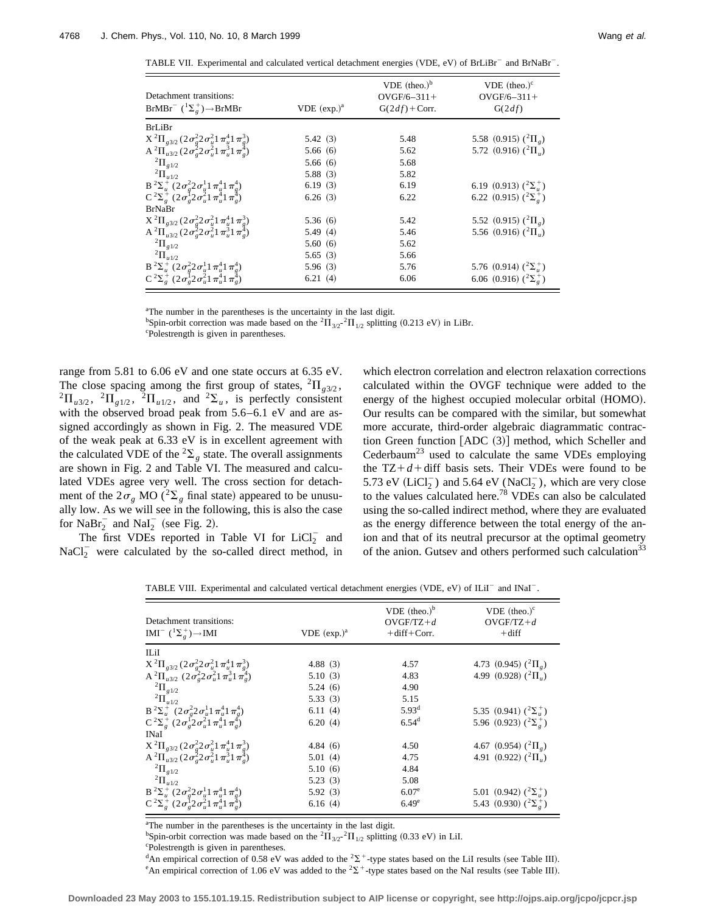TABLE VII. Experimental and calculated vertical detachment energies (VDE, eV) of $BrLiBr^-$ and $BrNaBr^-$.

| Detachment transitions: $BrMBr^-$ $(^1\Sigma_g^+) \rightarrow BrMBr$ | VDE (exp.)[a] | VDE (theo.)[b] OVGF/6–311+ G(2df)+Corr. | VDE (theo.)[c] OVGF/6–311+ G(2df) |
|---|---|---|---|
| BrLiBr | | | |
| X $^2\Pi_{g3/2}$ $(2\sigma_g^2 2\sigma_u^2 1\pi_u^4 1\pi_g^3)$ | 5.42 (3) | 5.48 | 5.58 (0.915) ($^2\Pi_g$) |
| A $^2\Pi_{u3/2}$ $(2\sigma_g^2 2\sigma_u^2 1\pi_u^3 1\pi_g^4)$ | 5.66 (6) | 5.62 | 5.72 (0.916) ($^2\Pi_u$) |
| $^2\Pi_{g1/2}$ | 5.66 (6) | 5.68 | |
| $^2\Pi_{u1/2}$ | 5.88 (3) | 5.82 | |
| B $^2\Sigma_u^+$ $(2\sigma_g^2 2\sigma_u^1 1\pi_u^4 1\pi_g^4)$ | 6.19 (3) | 6.19 | 6.19 (0.913) ($^2\Sigma_u^+$) |
| C $^2\Sigma_g^+$ $(2\sigma_g^1 2\sigma_u^2 1\pi_u^4 1\pi_g^4)$ | 6.26 (3) | 6.22 | 6.22 (0.915) ($^2\Sigma_g^+$) |
| BrNaBr | | | |
| X $^2\Pi_{g3/2}$ $(2\sigma_g^2 2\sigma_u^2 1\pi_u^4 1\pi_g^3)$ | 5.36 (6) | 5.42 | 5.52 (0.915) ($^2\Pi_g$) |
| A $^2\Pi_{u3/2}$ $(2\sigma_g^2 2\sigma_u^2 1\pi_u^3 1\pi_g^4)$ | 5.49 (4) | 5.46 | 5.56 (0.916) ($^2\Pi_u$) |
| $^2\Pi_{g1/2}$ | 5.60 (6) | 5.62 | |
| $^2\Pi_{u1/2}$ | 5.65 (3) | 5.66 | |
| B $^2\Sigma_u^+$ $(2\sigma_g^2 2\sigma_u^1 1\pi_u^4 1\pi_g^4)$ | 5.96 (3) | 5.76 | 5.76 (0.914) ($^2\Sigma_u^+$) |
| C $^2\Sigma_g^+$ $(2\sigma_g^1 2\sigma_u^2 1\pi_u^4 1\pi_g^4)$ | 6.21 (4) | 6.06 | 6.06 (0.916) ($^2\Sigma_g^+$) |

[a]The number in the parentheses is the uncertainty in the last digit.
[b]Spin-orbit correction was made based on the $^2\Pi_{3/2}$-$^2\Pi_{1/2}$ splitting (0.213 eV) in LiBr.
[c]Polestrength is given in parentheses.

range from 5.81 to 6.06 eV and one state occurs at 6.35 eV. The close spacing among the first group of states, $^2\Pi_{g3/2}$, $^2\Pi_{u3/2}$, $^2\Pi_{g1/2}$, $^2\Pi_{u1/2}$, and $^2\Sigma_u$, is perfectly consistent with the observed broad peak from 5.6–6.1 eV and are assigned accordingly as shown in Fig. 2. The measured VDE of the weak peak at 6.33 eV is in excellent agreement with the calculated VDE of the $^2\Sigma_g$ state. The overall assignments are shown in Fig. 2 and Table VI. The measured and calculated VDEs agree very well. The cross section for detachment of the $2\sigma_g$ MO ($^2\Sigma_g$ final state) appeared to be unusually low. As we will see in the following, this is also the case for $NaBr_2^-$ and $NaI_2^-$ (see Fig. 2).

The first VDEs reported in Table VI for $LiCl_2^-$ and $NaCl_2^-$ were calculated by the so-called direct method, in which electron correlation and electron relaxation corrections calculated within the OVGF technique were added to the energy of the highest occupied molecular orbital (HOMO). Our results can be compared with the similar, but somewhat more accurate, third-order algebraic diagrammatic contraction Green function [ADC (3)] method, which Scheller and Cederbaum[23] used to calculate the same VDEs employing the TZ+$d$+diff basis sets. Their VDEs were found to be 5.73 eV ($LiCl_2^-$) and 5.64 eV ($NaCl_2^-$), which are very close to the values calculated here.[78] VDEs can also be calculated using the so-called indirect method, where they are evaluated as the energy difference between the total energy of the anion and that of its neutral precursor at the optimal geometry of the anion. Gutsev and others performed such calculation[33]

TABLE VIII. Experimental and calculated vertical detachment energies (VDE, eV) of $ILiI^-$ and $INaI^-$.

| Detachment transitions: $IMI^-$ $(^1\Sigma_g^+) \rightarrow IMI$ | VDE (exp.)[a] | VDE (theo.)[b] OVGF/TZ+$d$ +diff+Corr. | VDE (theo.)[c] OVGF/TZ+$d$ +diff |
|---|---|---|---|
| ILiI | | | |
| X $^2\Pi_{g3/2}$ $(2\sigma_g^2 2\sigma_u^2 1\pi_u^4 1\pi_g^3)$ | 4.88 (3) | 4.57 | 4.73 (0.945) ($^2\Pi_g$) |
| A $^2\Pi_{u3/2}$ $(2\sigma_g^2 2\sigma_u^2 1\pi_u^3 1\pi_g^4)$ | 5.10 (3) | 4.83 | 4.99 (0.928) ($^2\Pi_u$) |
| $^2\Pi_{g1/2}$ | 5.24 (6) | 4.90 | |
| $^2\Pi_{u1/2}$ | 5.33 (3) | 5.15 | |
| B $^2\Sigma_u^+$ $(2\sigma_g^2 2\sigma_u^1 1\pi_u^4 1\pi_g^4)$ | 6.11 (4) | 5.93[d] | 5.35 (0.941) ($^2\Sigma_u^+$) |
| C $^2\Sigma_g^+$ $(2\sigma_g^1 2\sigma_u^2 1\pi_u^4 1\pi_g^4)$ | 6.20 (4) | 6.54[d] | 5.96 (0.923) ($^2\Sigma_g^+$) |
| INaI | | | |
| X $^2\Pi_{g3/2}$ $(2\sigma_g^2 2\sigma_u^2 1\pi_u^4 1\pi_g^3)$ | 4.84 (6) | 4.50 | 4.67 (0.954) ($^2\Pi_g$) |
| A $^2\Pi_{u3/2}$ $(2\sigma_g^2 2\sigma_u^2 1\pi_u^3 1\pi_g^4)$ | 5.01 (4) | 4.75 | 4.91 (0.922) ($^2\Pi_u$) |
| $^2\Pi_{g1/2}$ | 5.10 (6) | 4.84 | |
| $^2\Pi_{u1/2}$ | 5.23 (3) | 5.08 | |
| B $^2\Sigma_u^+$ $(2\sigma_g^2 2\sigma_u^1 1\pi_u^4 1\pi_g^4)$ | 5.92 (3) | 6.07[e] | 5.01 (0.942) ($^2\Sigma_u^+$) |
| C $^2\Sigma_g^+$ $(2\sigma_g^1 2\sigma_u^2 1\pi_u^4 1\pi_g^4)$ | 6.16 (4) | 6.49[e] | 5.43 (0.930) ($^2\Sigma_g^+$) |

[a]The number in the parentheses is the uncertainty in the last digit.
[b]Spin-orbit correction was made based on the $^2\Pi_{3/2}$-$^2\Pi_{1/2}$ splitting (0.33 eV) in LiI.
[c]Polestrength is given in parentheses.
[d]An empirical correction of 0.58 eV was added to the $^2\Sigma^+$-type states based on the LiI results (see Table III).
[e]An empirical correction of 1.06 eV was added to the $^2\Sigma^+$-type states based on the NaI results (see Table III).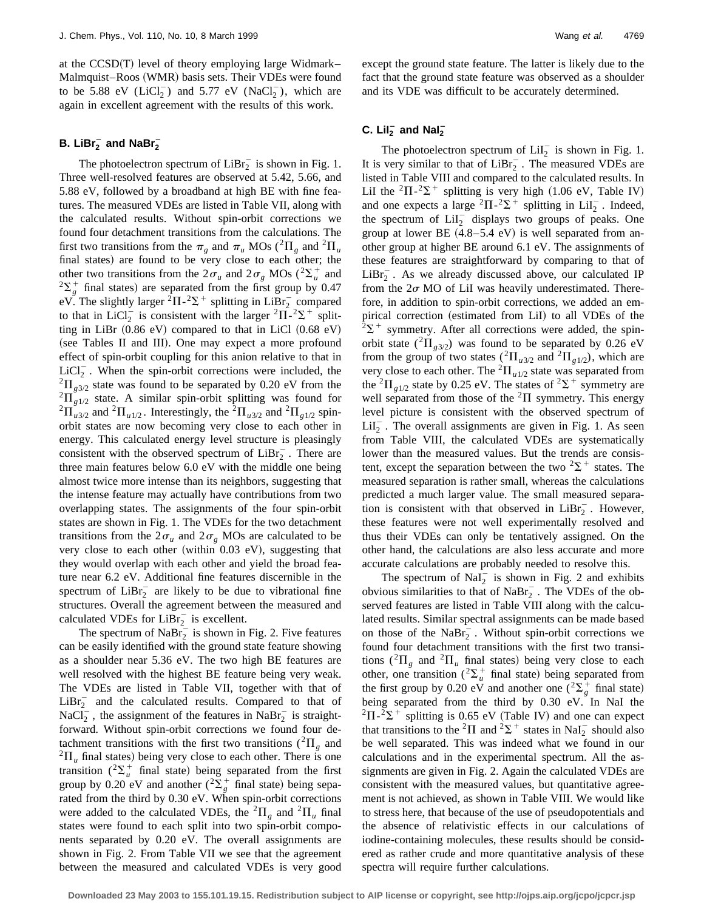at the CCSD(T) level of theory employing large Widmark–Malmquist–Roos (WMR) basis sets. Their VDEs were found to be 5.88 eV ($LiCl_2^-$) and 5.77 eV ($NaCl_2^-$), which are again in excellent agreement with the results of this work.

### B. $LiBr_2^-$ and $NaBr_2^-$

The photoelectron spectrum of $LiBr_2^-$ is shown in Fig. 1. Three well-resolved features are observed at 5.42, 5.66, and 5.88 eV, followed by a broadband at high BE with fine features. The measured VDEs are listed in Table VII, along with the calculated results. Without spin-orbit corrections we found four detachment transitions from the calculations. The first two transitions from the $\pi_g$ and $\pi_u$ MOs ($^2\Pi_g$ and $^2\Pi_u$ final states) are found to be very close to each other; the other two transitions from the $2\sigma_u$ and $2\sigma_g$ MOs ($^2\Sigma_u^+$ and $^2\Sigma_g^+$ final states) are separated from the first group by 0.47 eV. The slightly larger $^2\Pi$-$^2\Sigma^+$ splitting in $LiBr_2^-$ compared to that in $LiCl_2^-$ is consistent with the larger $^2\Pi$-$^2\Sigma^+$ splitting in LiBr (0.86 eV) compared to that in LiCl (0.68 eV) (see Tables II and III). One may expect a more profound effect of spin-orbit coupling for this anion relative to that in $LiCl_2^-$. When the spin-orbit corrections were included, the $^2\Pi_{g3/2}$ state was found to be separated by 0.20 eV from the $^2\Pi_{g1/2}$ state. A similar spin-orbit splitting was found for $^2\Pi_{u3/2}$ and $^2\Pi_{u1/2}$. Interestingly, the $^2\Pi_{u3/2}$ and $^2\Pi_{g1/2}$ spin-orbit states are now becoming very close to each other in energy. This calculated energy level structure is pleasingly consistent with the observed spectrum of $LiBr_2^-$. There are three main features below 6.0 eV with the middle one being almost twice more intense than its neighbors, suggesting that the intense feature may actually have contributions from two overlapping states. The assignments of the four spin-orbit states are shown in Fig. 1. The VDEs for the two detachment transitions from the $2\sigma_u$ and $2\sigma_g$ MOs are calculated to be very close to each other (within 0.03 eV), suggesting that they would overlap with each other and yield the broad feature near 6.2 eV. Additional fine features discernible in the spectrum of $LiBr_2^-$ are likely to be due to vibrational fine structures. Overall the agreement between the measured and calculated VDEs for $LiBr_2^-$ is excellent.

The spectrum of $NaBr_2^-$ is shown in Fig. 2. Five features can be easily identified with the ground state feature showing as a shoulder near 5.36 eV. The two high BE features are well resolved with the highest BE feature being very weak. The VDEs are listed in Table VII, together with that of $LiBr_2^-$ and the calculated results. Compared to that of $NaCl_2^-$, the assignment of the features in $NaBr_2^-$ is straightforward. Without spin-orbit corrections we found four detachment transitions with the first two transitions ($^2\Pi_g$ and $^2\Pi_u$ final states) being very close to each other. There is one transition ($^2\Sigma_u^+$ final state) being separated from the first group by 0.20 eV and another ($^2\Sigma_g^+$ final state) being separated from the third by 0.30 eV. When spin-orbit corrections were added to the calculated VDEs, the $^2\Pi_g$ and $^2\Pi_u$ final states were found to each split into two spin-orbit components separated by 0.20 eV. The overall assignments are shown in Fig. 2. From Table VII we see that the agreement between the measured and calculated VDEs is very good except the ground state feature. The latter is likely due to the fact that the ground state feature was observed as a shoulder and its VDE was difficult to be accurately determined.

### C. $LiI_2^-$ and $NaI_2^-$

The photoelectron spectrum of $LiI_2^-$ is shown in Fig. 1. It is very similar to that of $LiBr_2^-$. The measured VDEs are listed in Table VIII and compared to the calculated results. In LiI the $^2\Pi$-$^2\Sigma^+$ splitting is very high (1.06 eV, Table IV) and one expects a large $^2\Pi$-$^2\Sigma^+$ splitting in $LiI_2^-$. Indeed, the spectrum of $LiI_2^-$ displays two groups of peaks. One group at lower BE (4.8–5.4 eV) is well separated from another group at higher BE around 6.1 eV. The assignments of these features are straightforward by comparing to that of $LiBr_2^-$. As we already discussed above, our calculated IP from the $2\sigma$ MO of LiI was heavily underestimated. Therefore, in addition to spin-orbit corrections, we added an empirical correction (estimated from LiI) to all VDEs of the $^2\Sigma^+$ symmetry. After all corrections were added, the spin-orbit state ($^2\Pi_{g3/2}$) was found to be separated by 0.26 eV from the group of two states ($^2\Pi_{u3/2}$ and $^2\Pi_{g1/2}$), which are very close to each other. The $^2\Pi_{u1/2}$ state was separated from the $^2\Pi_{g1/2}$ state by 0.25 eV. The states of $^2\Sigma^+$ symmetry are well separated from those of the $^2\Pi$ symmetry. This energy level picture is consistent with the observed spectrum of $LiI_2^-$. The overall assignments are given in Fig. 1. As seen from Table VIII, the calculated VDEs are systematically lower than the measured values. But the trends are consistent, except the separation between the two $^2\Sigma^+$ states. The measured separation is rather small, whereas the calculations predicted a much larger value. The small measured separation is consistent with that observed in $LiBr_2^-$. However, these features were not well experimentally resolved and thus their VDEs can only be tentatively assigned. On the other hand, the calculations are also less accurate and more accurate calculations are probably needed to resolve this.

The spectrum of $NaI_2^-$ is shown in Fig. 2 and exhibits obvious similarities to that of $NaBr_2^-$. The VDEs of the observed features are listed in Table VIII along with the calculated results. Similar spectral assignments can be made based on those of the $NaBr_2^-$. Without spin-orbit corrections we found four detachment transitions with the first two transitions ($^2\Pi_g$ and $^2\Pi_u$ final states) being very close to each other, one transition ($^2\Sigma_u^+$ final state) being separated from the first group by 0.20 eV and another one ($^2\Sigma_g^+$ final state) being separated from the third by 0.30 eV. In NaI the $^2\Pi$-$^2\Sigma^+$ splitting is 0.65 eV (Table IV) and one can expect that transitions to the $^2\Pi$ and $^2\Sigma^+$ states in $NaI_2^-$ should also be well separated. This was indeed what we found in our calculations and in the experimental spectrum. All the assignments are given in Fig. 2. Again the calculated VDEs are consistent with the measured values, but quantitative agreement is not achieved, as shown in Table VIII. We would like to stress here, that because of the use of pseudopotentials and the absence of relativistic effects in our calculations of iodine-containing molecules, these results should be considered as rather crude and more quantitative analysis of these spectra will require further calculations.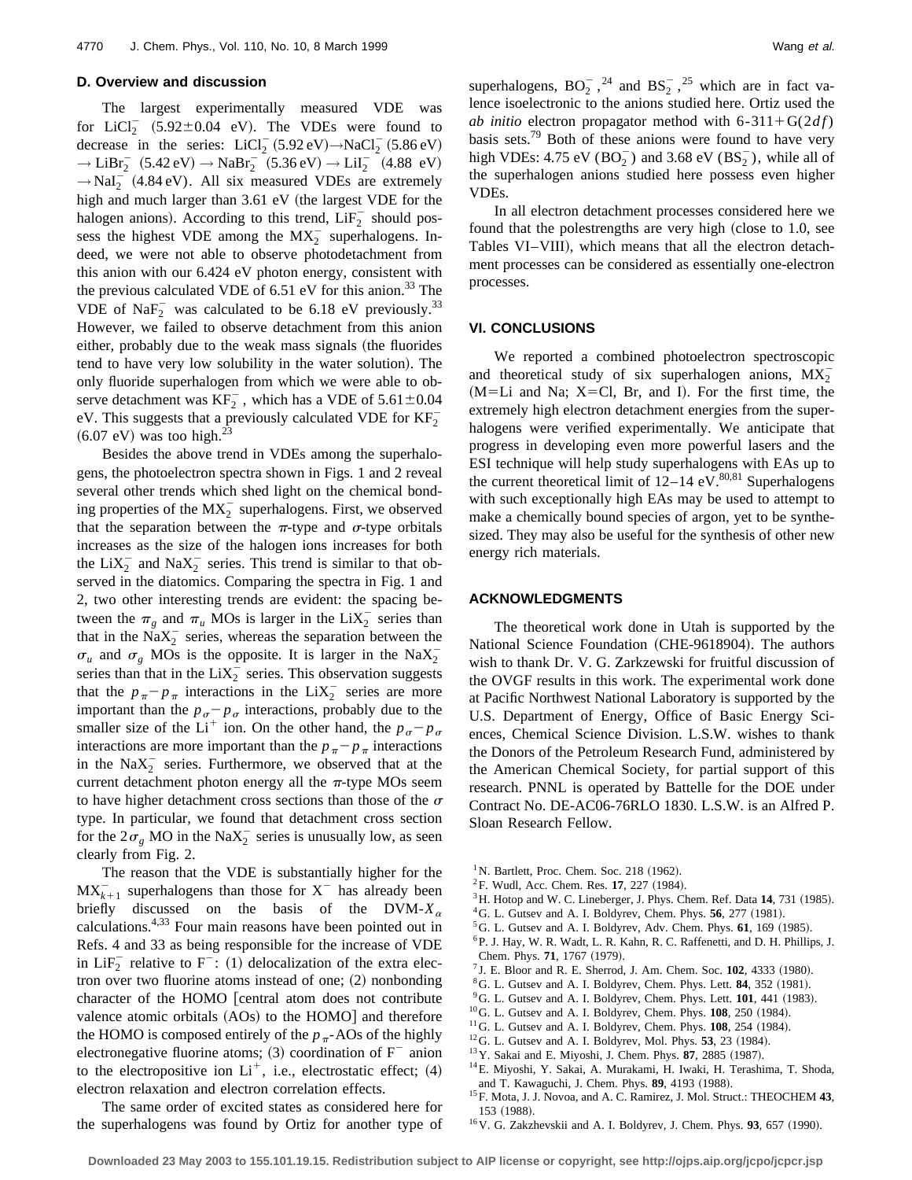### D. Overview and discussion

The largest experimentally measured VDE was for $LiCl_2^-$ (5.92±0.04 eV). The VDEs were found to decrease in the series: $LiCl_2^-$ (5.92 eV)→$NaCl_2^-$ (5.86 eV) → $LiBr_2^-$ (5.42 eV) → $NaBr_2^-$ (5.36 eV) → $LiI_2^-$ (4.88 eV) → $NaI_2^-$ (4.84 eV). All six measured VDEs are extremely high and much larger than 3.61 eV (the largest VDE for the halogen anions). According to this trend, $LiF_2^-$ should possess the highest VDE among the $MX_2^-$ superhalogens. Indeed, we were not able to observe photodetachment from this anion with our 6.424 eV photon energy, consistent with the previous calculated VDE of 6.51 eV for this anion.[33] The VDE of $NaF_2^-$ was calculated to be 6.18 eV previously.[33] However, we failed to observe detachment from this anion either, probably due to the weak mass signals (the fluorides tend to have very low solubility in the water solution). The only fluoride superhalogen from which we were able to observe detachment was $KF_2^-$, which has a VDE of 5.61±0.04 eV. This suggests that a previously calculated VDE for $KF_2^-$ (6.07 eV) was too high.[23]

Besides the above trend in VDEs among the superhalogens, the photoelectron spectra shown in Figs. 1 and 2 reveal several other trends which shed light on the chemical bonding properties of the $MX_2^-$ superhalogens. First, we observed that the separation between the $\pi$-type and $\sigma$-type orbitals increases as the size of the halogen ions increases for both the $LiX_2^-$ and $NaX_2^-$ series. This trend is similar to that observed in the diatomics. Comparing the spectra in Fig. 1 and 2, two other interesting trends are evident: the spacing between the $\pi_g$ and $\pi_u$ MOs is larger in the $LiX_2^-$ series than that in the $NaX_2^-$ series, whereas the separation between the $\sigma_u$ and $\sigma_g$ MOs is the opposite. It is larger in the $NaX_2^-$ series than that in the $LiX_2^-$ series. This observation suggests that the $p_\pi - p_\pi$ interactions in the $LiX_2^-$ series are more important than the $p_\sigma - p_\sigma$ interactions, probably due to the smaller size of the $Li^+$ ion. On the other hand, the $p_\sigma - p_\sigma$ interactions are more important than the $p_\pi - p_\pi$ interactions in the $NaX_2^-$ series. Furthermore, we observed that at the current detachment photon energy all the $\pi$-type MOs seem to have higher detachment cross sections than those of the $\sigma$ type. In particular, we found that detachment cross section for the $2\sigma_g$ MO in the $NaX_2^-$ series is unusually low, as seen clearly from Fig. 2.

The reason that the VDE is substantially higher for the $MX_{k+1}^-$ superhalogens than those for $X^-$ has already been briefly discussed on the basis of the DVM-$X_\alpha$ calculations.[4,33] Four main reasons have been pointed out in Refs. 4 and 33 as being responsible for the increase of VDE in $LiF_2^-$ relative to $F^-$: (1) delocalization of the extra electron over two fluorine atoms instead of one; (2) nonbonding character of the HOMO [central atom does not contribute valence atomic orbitals (AOs) to the HOMO] and therefore the HOMO is composed entirely of the $p_\pi$-AOs of the highly electronegative fluorine atoms; (3) coordination of $F^-$ anion to the electropositive ion $Li^+$, i.e., electrostatic effect; (4) electron relaxation and electron correlation effects.

The same order of excited states as considered here for the superhalogens was found by Ortiz for another type of superhalogens, $BO_2^-$,[24] and $BS_2^-$,[25] which are in fact valence isoelectronic to the anions studied here. Ortiz used the *ab initio* electron propagator method with 6-311+G(2*df*) basis sets.[79] Both of these anions were found to have very high VDEs: 4.75 eV ($BO_2^-$) and 3.68 eV ($BS_2^-$), while all of the superhalogen anions studied here possess even higher VDEs.

In all electron detachment processes considered here we found that the polestrengths are very high (close to 1.0, see Tables VI–VIII), which means that all the electron detachment processes can be considered as essentially one-electron processes.

## VI. CONCLUSIONS

We reported a combined photoelectron spectroscopic and theoretical study of six superhalogen anions, $MX_2^-$ (M=Li and Na; X=Cl, Br, and I). For the first time, the extremely high electron detachment energies from the superhalogens were verified experimentally. We anticipate that progress in developing even more powerful lasers and the ESI technique will help study superhalogens with EAs up to the current theoretical limit of 12–14 eV.[80,81] Superhalogens with such exceptionally high EAs may be used to attempt to make a chemically bound species of argon, yet to be synthesized. They may also be useful for the synthesis of other new energy rich materials.

## ACKNOWLEDGMENTS

The theoretical work done in Utah is supported by the National Science Foundation (CHE-9618904). The authors wish to thank Dr. V. G. Zarkzewski for fruitful discussion of the OVGF results in this work. The experimental work done at Pacific Northwest National Laboratory is supported by the U.S. Department of Energy, Office of Basic Energy Sciences, Chemical Science Division. L.S.W. wishes to thank the Donors of the Petroleum Research Fund, administered by the American Chemical Society, for partial support of this research. PNNL is operated by Battelle for the DOE under Contract No. DE-AC06-76RLO 1830. L.S.W. is an Alfred P. Sloan Research Fellow.

[1] N. Bartlett, Proc. Chem. Soc. 218 (1962).
[2] F. Wudl, Acc. Chem. Res. **17**, 227 (1984).
[3] H. Hotop and W. C. Lineberger, J. Phys. Chem. Ref. Data **14**, 731 (1985).
[4] G. L. Gutsev and A. I. Boldyrev, Chem. Phys. **56**, 277 (1981).
[5] G. L. Gutsev and A. I. Boldyrev, Adv. Chem. Phys. **61**, 169 (1985).
[6] P. J. Hay, W. R. Wadt, L. R. Kahn, R. C. Raffenetti, and D. H. Phillips, J. Chem. Phys. **71**, 1767 (1979).
[7] J. E. Bloor and R. E. Sherrod, J. Am. Chem. Soc. **102**, 4333 (1980).
[8] G. L. Gutsev and A. I. Boldyrev, Chem. Phys. Lett. **84**, 352 (1981).
[9] G. L. Gutsev and A. I. Boldyrev, Chem. Phys. Lett. **101**, 441 (1983).
[10] G. L. Gutsev and A. I. Boldyrev, Chem. Phys. **108**, 250 (1984).
[11] G. L. Gutsev and A. I. Boldyrev, Chem. Phys. **108**, 254 (1984).
[12] G. L. Gutsev and A. I. Boldyrev, Mol. Phys. **53**, 23 (1984).
[13] Y. Sakai and E. Miyoshi, J. Chem. Phys. **87**, 2885 (1987).
[14] E. Miyoshi, Y. Sakai, A. Murakami, H. Iwaki, H. Terashima, T. Shoda, and T. Kawaguchi, J. Chem. Phys. **89**, 4193 (1988).
[15] F. Mota, J. J. Novoa, and A. C. Ramirez, J. Mol. Struct.: THEOCHEM **43**, 153 (1988).
[16] V. G. Zakzhevskii and A. I. Boldyrev, J. Chem. Phys. **93**, 657 (1990).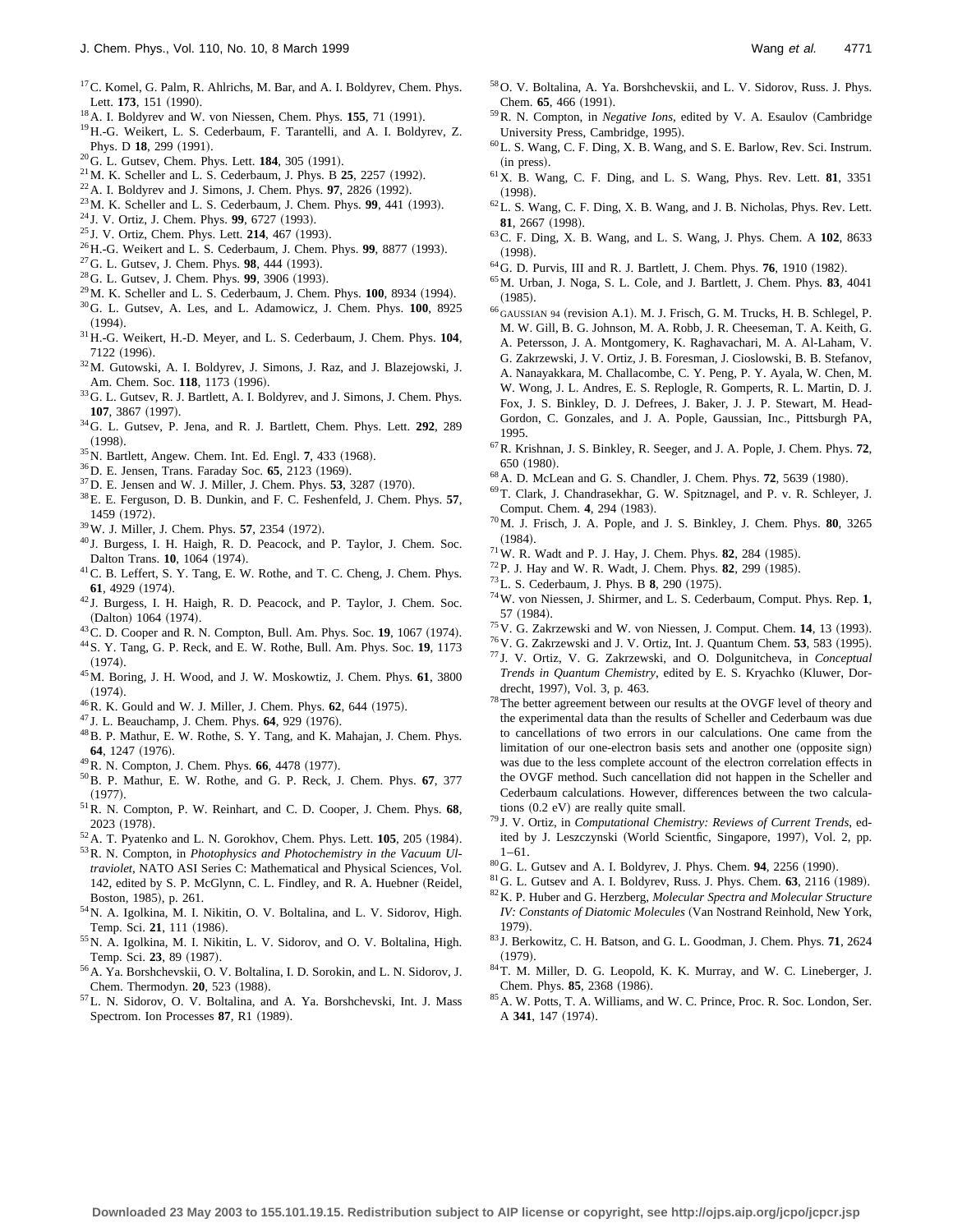[17] C. Komel, G. Palm, R. Ahlrichs, M. Bar, and A. I. Boldyrev, Chem. Phys. Lett. **173**, 151 (1990).

[18] A. I. Boldyrev and W. von Niessen, Chem. Phys. **155**, 71 (1991).

[19] H.-G. Weikert, L. S. Cederbaum, F. Tarantelli, and A. I. Boldyrev, Z. Phys. D **18**, 299 (1991).

[20] G. L. Gutsev, Chem. Phys. Lett. **184**, 305 (1991).

[21] M. K. Scheller and L. S. Cederbaum, J. Phys. B **25**, 2257 (1992).

[22] A. I. Boldyrev and J. Simons, J. Chem. Phys. **97**, 2826 (1992).

[23] M. K. Scheller and L. S. Cederbaum, J. Chem. Phys. **99**, 441 (1993).

[24] J. V. Ortiz, J. Chem. Phys. **99**, 6727 (1993).

[25] J. V. Ortiz, Chem. Phys. Lett. **214**, 467 (1993).

[26] H.-G. Weikert and L. S. Cederbaum, J. Chem. Phys. **99**, 8877 (1993).

[27] G. L. Gutsev, J. Chem. Phys. **98**, 444 (1993).

[28] G. L. Gutsev, J. Chem. Phys. **99**, 3906 (1993).

[29] M. K. Scheller and L. S. Cederbaum, J. Chem. Phys. **100**, 8934 (1994).

[30] G. L. Gutsev, A. Les, and L. Adamowicz, J. Chem. Phys. **100**, 8925 (1994).

[31] H.-G. Weikert, H.-D. Meyer, and L. S. Cederbaum, J. Chem. Phys. **104**, 7122 (1996).

[32] M. Gutowski, A. I. Boldyrev, J. Simons, J. Raz, and J. Blazejowski, J. Am. Chem. Soc. **118**, 1173 (1996).

[33] G. L. Gutsev, R. J. Bartlett, A. I. Boldyrev, and J. Simons, J. Chem. Phys. **107**, 3867 (1997).

[34] G. L. Gutsev, P. Jena, and R. J. Bartlett, Chem. Phys. Lett. **292**, 289 (1998).

[35] N. Bartlett, Angew. Chem. Int. Ed. Engl. **7**, 433 (1968).

[36] D. E. Jensen, Trans. Faraday Soc. **65**, 2123 (1969).

[37] D. E. Jensen and W. J. Miller, J. Chem. Phys. **53**, 3287 (1970).

[38] E. E. Ferguson, D. B. Dunkin, and F. C. Feshenfeld, J. Chem. Phys. **57**, 1459 (1972).

[39] W. J. Miller, J. Chem. Phys. **57**, 2354 (1972).

[40] J. Burgess, I. H. Haigh, R. D. Peacock, and P. Taylor, J. Chem. Soc. Dalton Trans. **10**, 1064 (1974).

[41] C. B. Leffert, S. Y. Tang, E. W. Rothe, and T. C. Cheng, J. Chem. Phys. **61**, 4929 (1974).

[42] J. Burgess, I. H. Haigh, R. D. Peacock, and P. Taylor, J. Chem. Soc. (Dalton) 1064 (1974).

[43] C. D. Cooper and R. N. Compton, Bull. Am. Phys. Soc. **19**, 1067 (1974).

[44] S. Y. Tang, G. P. Reck, and E. W. Rothe, Bull. Am. Phys. Soc. **19**, 1173 (1974).

[45] M. Boring, J. H. Wood, and J. W. Moskowtiz, J. Chem. Phys. **61**, 3800 (1974).

[46] R. K. Gould and W. J. Miller, J. Chem. Phys. **62**, 644 (1975).

[47] J. L. Beauchamp, J. Chem. Phys. **64**, 929 (1976).

[48] B. P. Mathur, E. W. Rothe, S. Y. Tang, and K. Mahajan, J. Chem. Phys. **64**, 1247 (1976).

[49] R. N. Compton, J. Chem. Phys. **66**, 4478 (1977).

[50] B. P. Mathur, E. W. Rothe, and G. P. Reck, J. Chem. Phys. **67**, 377 (1977).

[51] R. N. Compton, P. W. Reinhart, and C. D. Cooper, J. Chem. Phys. **68**, 2023 (1978).

[52] A. T. Pyatenko and L. N. Gorokhov, Chem. Phys. Lett. **105**, 205 (1984).

[53] R. N. Compton, in *Photophysics and Photochemistry in the Vacuum Ultraviolet*, NATO ASI Series C: Mathematical and Physical Sciences, Vol. 142, edited by S. P. McGlynn, C. L. Findley, and R. A. Huebner (Reidel, Boston, 1985), p. 261.

[54] N. A. Igolkina, M. I. Nikitin, O. V. Boltalina, and L. V. Sidorov, High. Temp. Sci. **21**, 111 (1986).

[55] N. A. Igolkina, M. I. Nikitin, L. V. Sidorov, and O. V. Boltalina, High. Temp. Sci. **23**, 89 (1987).

[56] A. Ya. Borshchevskii, O. V. Boltalina, I. D. Sorokin, and L. N. Sidorov, J. Chem. Thermodyn. **20**, 523 (1988).

[57] L. N. Sidorov, O. V. Boltalina, and A. Ya. Borshchevski, Int. J. Mass Spectrom. Ion Processes **87**, R1 (1989).

[58] O. V. Boltalina, A. Ya. Borshchevskii, and L. V. Sidorov, Russ. J. Phys. Chem. **65**, 466 (1991).

[59] R. N. Compton, in *Negative Ions*, edited by V. A. Esaulov (Cambridge University Press, Cambridge, 1995).

[60] L. S. Wang, C. F. Ding, X. B. Wang, and S. E. Barlow, Rev. Sci. Instrum. (in press).

[61] X. B. Wang, C. F. Ding, and L. S. Wang, Phys. Rev. Lett. **81**, 3351 (1998).

[62] L. S. Wang, C. F. Ding, X. B. Wang, and J. B. Nicholas, Phys. Rev. Lett. **81**, 2667 (1998).

[63] C. F. Ding, X. B. Wang, and L. S. Wang, J. Phys. Chem. A **102**, 8633 (1998).

[64] G. D. Purvis, III and R. J. Bartlett, J. Chem. Phys. **76**, 1910 (1982).

[65] M. Urban, J. Noga, S. L. Cole, and J. Bartlett, J. Chem. Phys. **83**, 4041 (1985).

[66] GAUSSIAN 94 (revision A.1). M. J. Frisch, G. W. Trucks, H. B. Schlegel, P. M. W. Gill, B. G. Johnson, M. A. Robb, J. R. Cheeseman, T. A. Keith, G. A. Petersson, J. A. Montgomery, K. Raghavachari, M. A. Al-Laham, V. G. Zakrzewski, J. V. Ortiz, J. B. Foresman, J. Cioslowski, B. B. Stefanov, A. Nanayakkara, M. Challacombe, C. Y. Peng, P. Y. Ayala, W. Chen, M. W. Wong, J. L. Andres, E. S. Replogle, R. Gomperts, R. L. Martin, D. J. Fox, J. S. Binkley, D. J. Defrees, J. Baker, J. J. P. Stewart, M. Head-Gordon, C. Gonzales, and J. A. Pople, Gaussian, Inc., Pittsburgh PA, 1995.

[67] R. Krishnan, J. S. Binkley, R. Seeger, and J. A. Pople, J. Chem. Phys. **72**, 650 (1980).

[68] A. D. McLean and G. S. Chandler, J. Chem. Phys. **72**, 5639 (1980).

[69] T. Clark, J. Chandrasekhar, G. W. Spitznagel, and P. v. R. Schleyer, J. Comput. Chem. **4**, 294 (1983).

[70] M. J. Frisch, J. A. Pople, and J. S. Binkley, J. Chem. Phys. **80**, 3265 (1984).

[71] W. R. Wadt and P. J. Hay, J. Chem. Phys. **82**, 284 (1985).

[72] P. J. Hay and W. R. Wadt, J. Chem. Phys. **82**, 299 (1985).

[73] L. S. Cederbaum, J. Phys. B **8**, 290 (1975).

[74] W. von Niessen, J. Shirmer, and L. S. Cederbaum, Comput. Phys. Rep. **1**, 57 (1984).

[75] V. G. Zakrzewski and W. von Niessen, J. Comput. Chem. **14**, 13 (1993).

[76] V. G. Zakrzewski and J. V. Ortiz, Int. J. Quantum Chem. **53**, 583 (1995).

[77] J. V. Ortiz, V. G. Zakrzewski, and O. Dolgunitcheva, in *Conceptual Trends in Quantum Chemistry*, edited by E. S. Kryachko (Kluwer, Dordrecht, 1997), Vol. 3, p. 463.

[78] The better agreement between our results at the OVGF level of theory and the experimental data than the results of Scheller and Cederbaum was due to cancellations of two errors in our calculations. One came from the limitation of our one-electron basis sets and another one (opposite sign) was due to the less complete account of the electron correlation effects in the OVGF method. Such cancellation did not happen in the Scheller and Cederbaum calculations. However, differences between the two calculations (0.2 eV) are really quite small.

[79] J. V. Ortiz, in *Computational Chemistry: Reviews of Current Trends*, edited by J. Leszczynski (World Scientfic, Singapore, 1997), Vol. 2, pp. 1–61.

[80] G. L. Gutsev and A. I. Boldyrev, J. Phys. Chem. **94**, 2256 (1990).

[81] G. L. Gutsev and A. I. Boldyrev, Russ. J. Phys. Chem. **63**, 2116 (1989).

[82] K. P. Huber and G. Herzberg, *Molecular Spectra and Molecular Structure IV: Constants of Diatomic Molecules* (Van Nostrand Reinhold, New York, 1979).

[83] J. Berkowitz, C. H. Batson, and G. L. Goodman, J. Chem. Phys. **71**, 2624 (1979).

[84] T. M. Miller, D. G. Leopold, K. K. Murray, and W. C. Lineberger, J. Chem. Phys. **85**, 2368 (1986).

[85] A. W. Potts, T. A. Williams, and W. C. Prince, Proc. R. Soc. London, Ser. A **341**, 147 (1974).